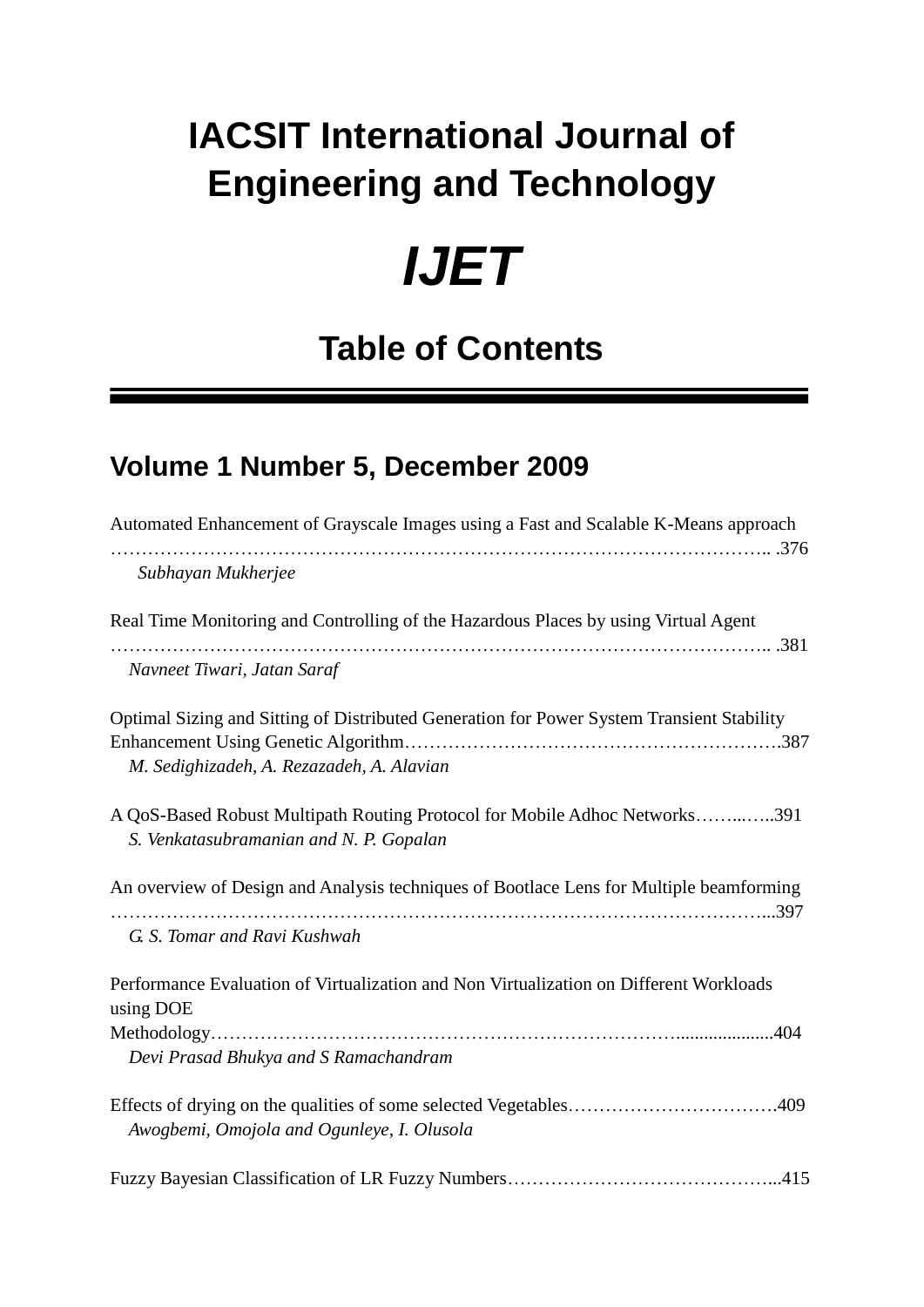# IACSIT International Journal of Engineering and Technology

# *IJET*

## Table of Contents

---

### Volume 1 Number 5, December 2009

Automated Enhancement of Grayscale Images using a Fast and Scalable K-Means approach ……………………………………………………………………………………………….. .376
*Subhayan Mukherjee*

Real Time Monitoring and Controlling of the Hazardous Places by using Virtual Agent ……………………………………………………………………………………………….. .381
*Navneet Tiwari, Jatan Saraf*

Optimal Sizing and Sitting of Distributed Generation for Power System Transient Stability Enhancement Using Genetic Algorithm…………………………………………………….387
*M. Sedighizadeh, A. Rezazadeh, A. Alavian*

A QoS-Based Robust Multipath Routing Protocol for Mobile Adhoc Networks……...…..391
*S. Venkatasubramanian and N. P. Gopalan*

An overview of Design and Analysis techniques of Bootlace Lens for Multiple beamforming ………………………………………………………………………………………………...397
*G. S. Tomar and Ravi Kushwah*

Performance Evaluation of Virtualization and Non Virtualization on Different Workloads using DOE Methodology………………………………………………………………………......................404
*Devi Prasad Bhukya and S Ramachandram*

Effects of drying on the qualities of some selected Vegetables…………………………….409
*Awogbemi, Omojola and Ogunleye, I. Olusola*

Fuzzy Bayesian Classification of LR Fuzzy Numbers……………………………………...415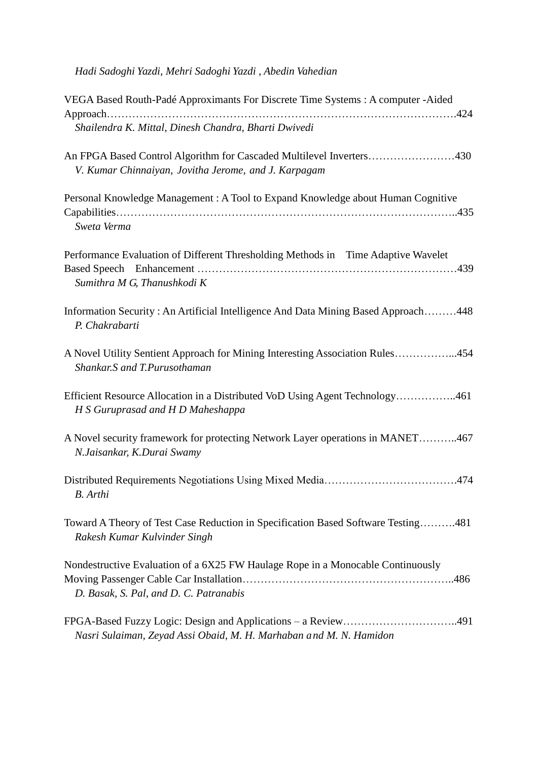*Hadi Sadoghi Yazdi, Mehri Sadoghi Yazdi , Abedin Vahedian*

VEGA Based Routh-Padé Approximants For Discrete Time Systems : A computer -Aided Approach……………………………………………………………………………….424
*Shailendra K. Mittal, Dinesh Chandra, Bharti Dwivedi*

An FPGA Based Control Algorithm for Cascaded Multilevel Inverters……………………430
*V. Kumar Chinnaiyan, Jovitha Jerome, and J. Karpagam*

Personal Knowledge Management : A Tool to Expand Knowledge about Human Cognitive Capabilities………………………………………………………………………………..435
*Sweta Verma*

Performance Evaluation of Different Thresholding Methods in Time Adaptive Wavelet Based Speech Enhancement ……………………………………………………………439
*Sumithra M G, Thanushkodi K*

Information Security : An Artificial Intelligence And Data Mining Based Approach………448
*P. Chakrabarti*

A Novel Utility Sentient Approach for Mining Interesting Association Rules……………...454
*Shankar.S and T.Purusothaman*

Efficient Resource Allocation in a Distributed VoD Using Agent Technology……………..461
*H S Guruprasad and H D Maheshappa*

A Novel security framework for protecting Network Layer operations in MANET………..467
*N.Jaisankar, K.Durai Swamy*

Distributed Requirements Negotiations Using Mixed Media……………………………….474
*B. Arthi*

Toward A Theory of Test Case Reduction in Specification Based Software Testing……….481
*Rakesh Kumar Kulvinder Singh*

Nondestructive Evaluation of a 6X25 FW Haulage Rope in a Monocable Continuously Moving Passenger Cable Car Installation…………………………………………………..486
*D. Basak, S. Pal, and D. C. Patranabis*

FPGA-Based Fuzzy Logic: Design and Applications – a Review…………………………..491
*Nasri Sulaiman, Zeyad Assi Obaid, M. H. Marhaban and M. N. Hamidon*